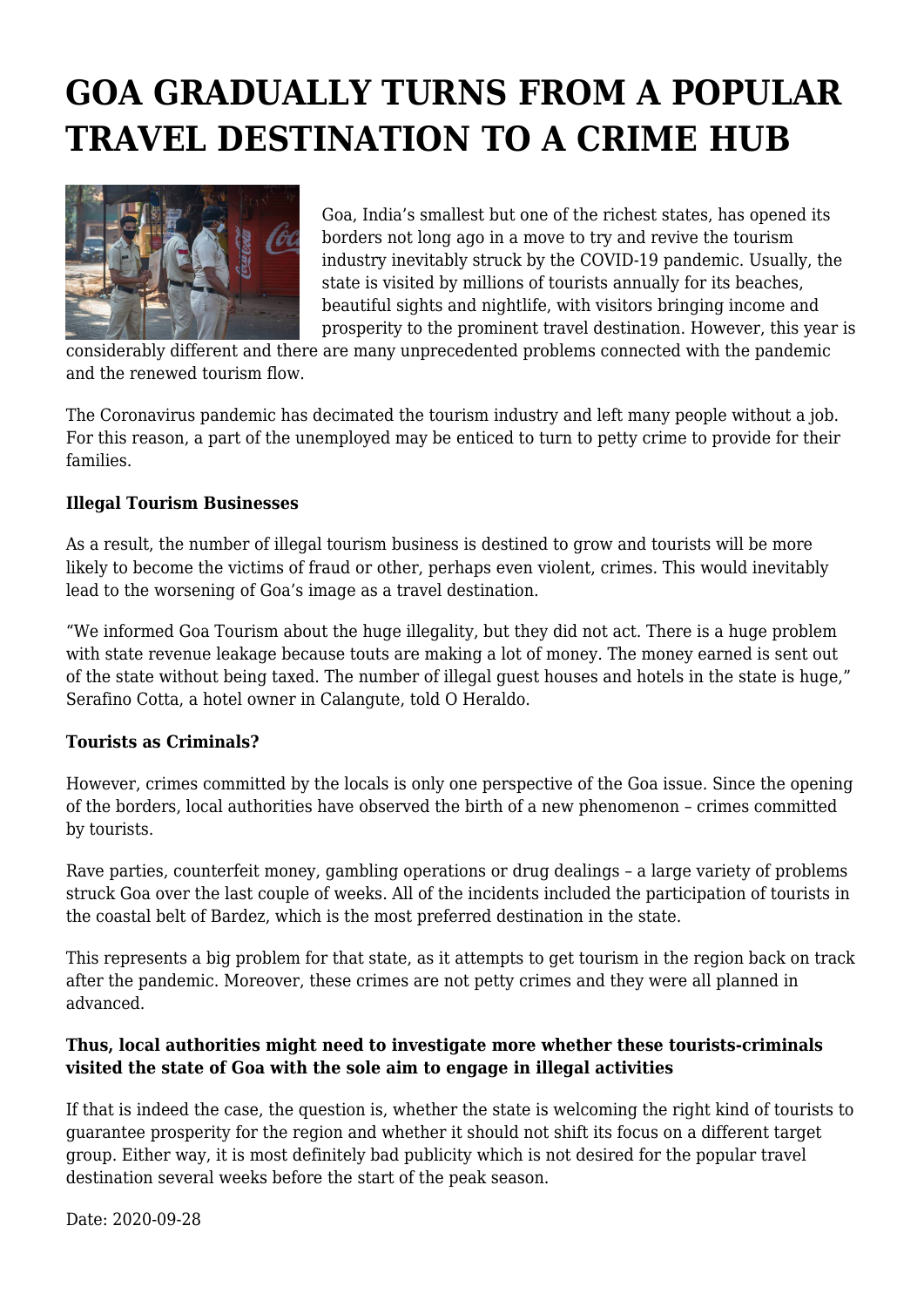# GOA GRADUALLY TURNS FROM A POPULAR TRAVEL DESTINATION TO A CRIME HUB

Goa, India's smallest but one of the richest states, has opened its borders not long ago in a move to try and revive the tourism industry inevitably struck by the COVID-19 pandemic. Usually, the state is visited by millions of tourists annually for its beaches, beautiful sights and nightlife, with visitors bringing income and prosperity to the prominent travel destination. However, this year is considerably different and there are many unprecedented problems connected with the pandemic and the renewed tourism flow.

The Coronavirus pandemic has decimated the tourism industry and left many people without a job. For this reason, a part of the unemployed may be enticed to turn to petty crime to provide for their families.

**Illegal Tourism Businesses**

As a result, the number of illegal tourism business is destined to grow and tourists will be more likely to become the victims of fraud or other, perhaps even violent, crimes. This would inevitably lead to the worsening of Goa's image as a travel destination.

"We informed Goa Tourism about the huge illegality, but they did not act. There is a huge problem with state revenue leakage because touts are making a lot of money. The money earned is sent out of the state without being taxed. The number of illegal guest houses and hotels in the state is huge," Serafino Cotta, a hotel owner in Calangute, told O Heraldo.

**Tourists as Criminals?**

However, crimes committed by the locals is only one perspective of the Goa issue. Since the opening of the borders, local authorities have observed the birth of a new phenomenon – crimes committed by tourists.

Rave parties, counterfeit money, gambling operations or drug dealings – a large variety of problems struck Goa over the last couple of weeks. All of the incidents included the participation of tourists in the coastal belt of Bardez, which is the most preferred destination in the state.

This represents a big problem for that state, as it attempts to get tourism in the region back on track after the pandemic. Moreover, these crimes are not petty crimes and they were all planned in advanced.

**Thus, local authorities might need to investigate more whether these tourists-criminals visited the state of Goa with the sole aim to engage in illegal activities**

If that is indeed the case, the question is, whether the state is welcoming the right kind of tourists to guarantee prosperity for the region and whether it should not shift its focus on a different target group. Either way, it is most definitely bad publicity which is not desired for the popular travel destination several weeks before the start of the peak season.

Date: 2020-09-28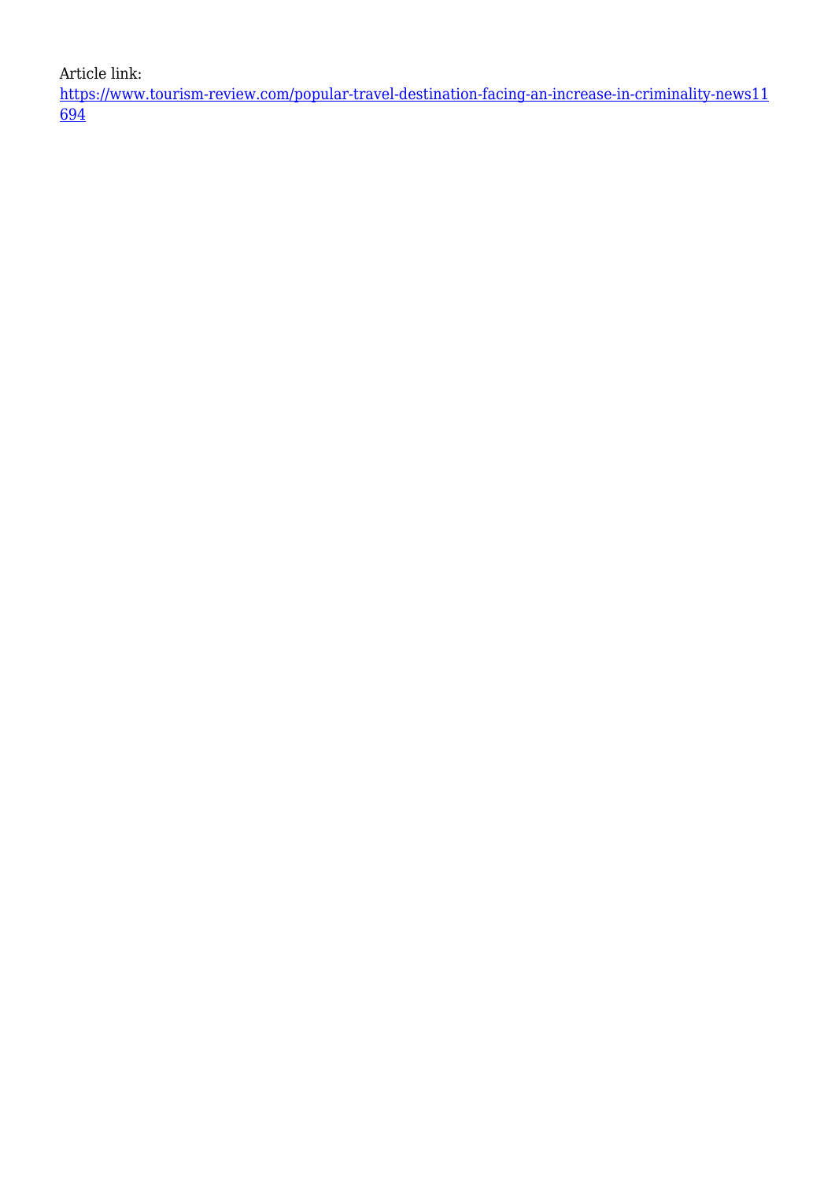Article link:
https://www.tourism-review.com/popular-travel-destination-facing-an-increase-in-criminality-news11694